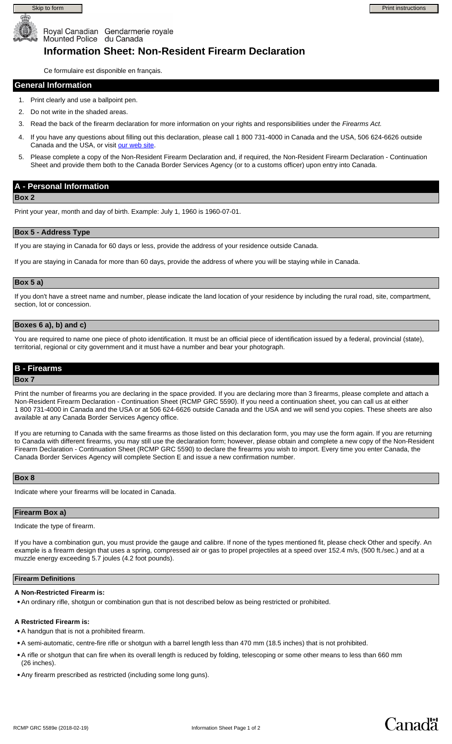Royal Canadian Mounted Police / Gendarmerie royale du Canada

# Information Sheet: Non-Resident Firearm Declaration

Ce formulaire est disponible en français.

## General Information

1. Print clearly and use a ballpoint pen.
2. Do not write in the shaded areas.
3. Read the back of the firearm declaration for more information on your rights and responsibilities under the *Firearms Act.*
4. If you have any questions about filling out this declaration, please call 1 800 731-4000 in Canada and the USA, 506 624-6626 outside Canada and the USA, or visit our web site.
5. Please complete a copy of the Non-Resident Firearm Declaration and, if required, the Non-Resident Firearm Declaration - Continuation Sheet and provide them both to the Canada Border Services Agency (or to a customs officer) upon entry into Canada.

## A - Personal Information

### Box 2

Print your year, month and day of birth. Example: July 1, 1960 is 1960-07-01.

### Box 5 - Address Type

If you are staying in Canada for 60 days or less, provide the address of your residence outside Canada.

If you are staying in Canada for more than 60 days, provide the address of where you will be staying while in Canada.

### Box 5 a)

If you don't have a street name and number, please indicate the land location of your residence by including the rural road, site, compartment, section, lot or concession.

### Boxes 6 a), b) and c)

You are required to name one piece of photo identification. It must be an official piece of identification issued by a federal, provincial (state), territorial, regional or city government and it must have a number and bear your photograph.

## B - Firearms

### Box 7

Print the number of firearms you are declaring in the space provided. If you are declaring more than 3 firearms, please complete and attach a Non-Resident Firearm Declaration - Continuation Sheet (RCMP GRC 5590). If you need a continuation sheet, you can call us at either 1 800 731-4000 in Canada and the USA or at 506 624-6626 outside Canada and the USA and we will send you copies. These sheets are also available at any Canada Border Services Agency office.

If you are returning to Canada with the same firearms as those listed on this declaration form, you may use the form again. If you are returning to Canada with different firearms, you may still use the declaration form; however, please obtain and complete a new copy of the Non-Resident Firearm Declaration - Continuation Sheet (RCMP GRC 5590) to declare the firearms you wish to import. Every time you enter Canada, the Canada Border Services Agency will complete Section E and issue a new confirmation number.

### Box 8

Indicate where your firearms will be located in Canada.

### Firearm Box a)

Indicate the type of firearm.

If you have a combination gun, you must provide the gauge and calibre. If none of the types mentioned fit, please check Other and specify. An example is a firearm design that uses a spring, compressed air or gas to propel projectiles at a speed over 152.4 m/s, (500 ft./sec.) and at a muzzle energy exceeding 5.7 joules (4.2 foot pounds).

### Firearm Definitions

**A Non-Restricted Firearm is:**

- An ordinary rifle, shotgun or combination gun that is not described below as being restricted or prohibited.

**A Restricted Firearm is:**

- A handgun that is not a prohibited firearm.
- A semi-automatic, centre-fire rifle or shotgun with a barrel length less than 470 mm (18.5 inches) that is not prohibited.
- A rifle or shotgun that can fire when its overall length is reduced by folding, telescoping or some other means to less than 660 mm (26 inches).
- Any firearm prescribed as restricted (including some long guns).

RCMP GRC 5589e (2018-02-19)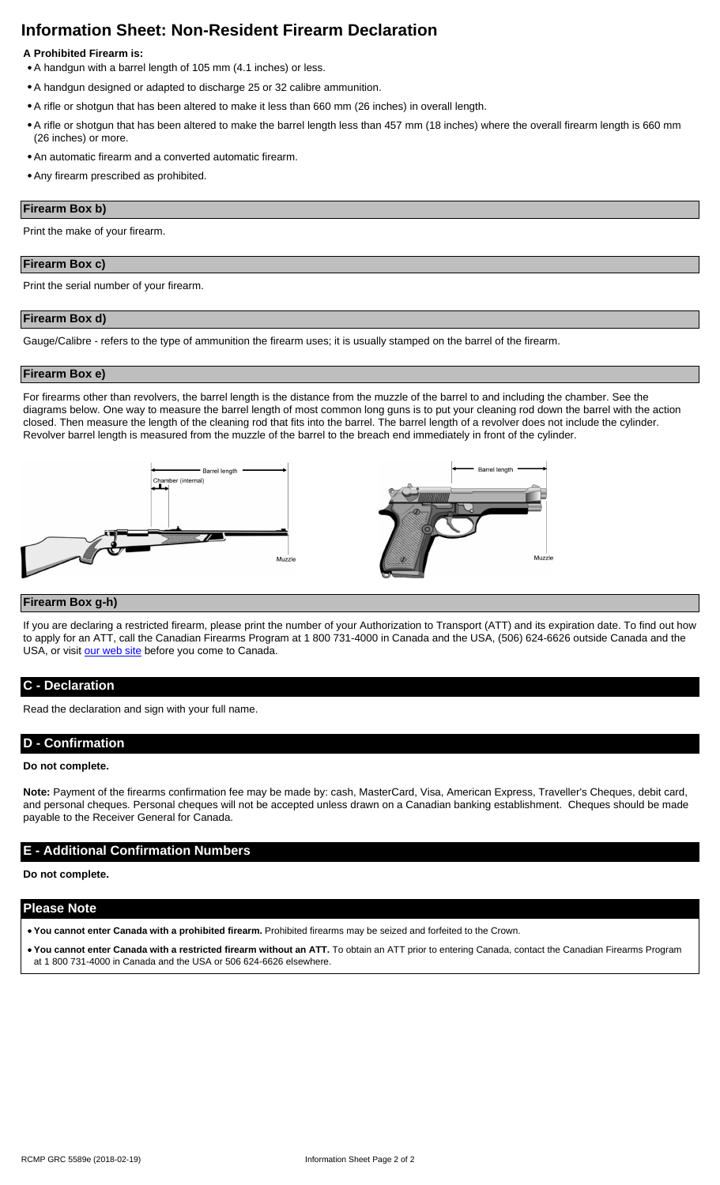# Information Sheet: Non-Resident Firearm Declaration

**A Prohibited Firearm is:**

- A handgun with a barrel length of 105 mm (4.1 inches) or less.
- A handgun designed or adapted to discharge 25 or 32 calibre ammunition.
- A rifle or shotgun that has been altered to make it less than 660 mm (26 inches) in overall length.
- A rifle or shotgun that has been altered to make the barrel length less than 457 mm (18 inches) where the overall firearm length is 660 mm (26 inches) or more.
- An automatic firearm and a converted automatic firearm.
- Any firearm prescribed as prohibited.

### Firearm Box b)

Print the make of your firearm.

### Firearm Box c)

Print the serial number of your firearm.

### Firearm Box d)

Gauge/Calibre - refers to the type of ammunition the firearm uses; it is usually stamped on the barrel of the firearm.

### Firearm Box e)

For firearms other than revolvers, the barrel length is the distance from the muzzle of the barrel to and including the chamber. See the diagrams below. One way to measure the barrel length of most common long guns is to put your cleaning rod down the barrel with the action closed. Then measure the length of the cleaning rod that fits into the barrel. The barrel length of a revolver does not include the cylinder. Revolver barrel length is measured from the muzzle of the barrel to the breach end immediately in front of the cylinder.

Barrel length
Chamber (internal)
Muzzle

Barrel length
Muzzle

### Firearm Box g-h)

If you are declaring a restricted firearm, please print the number of your Authorization to Transport (ATT) and its expiration date. To find out how to apply for an ATT, call the Canadian Firearms Program at 1 800 731-4000 in Canada and the USA, (506) 624-6626 outside Canada and the USA, or visit our web site before you come to Canada.

## C - Declaration

Read the declaration and sign with your full name.

## D - Confirmation

**Do not complete.**

**Note:** Payment of the firearms confirmation fee may be made by: cash, MasterCard, Visa, American Express, Traveller's Cheques, debit card, and personal cheques. Personal cheques will not be accepted unless drawn on a Canadian banking establishment. Cheques should be made payable to the Receiver General for Canada.

## E - Additional Confirmation Numbers

**Do not complete.**

## Please Note

- **You cannot enter Canada with a prohibited firearm.** Prohibited firearms may be seized and forfeited to the Crown.
- **You cannot enter Canada with a restricted firearm without an ATT.** To obtain an ATT prior to entering Canada, contact the Canadian Firearms Program at 1 800 731-4000 in Canada and the USA or 506 624-6626 elsewhere.

RCMP GRC 5589e (2018-02-19)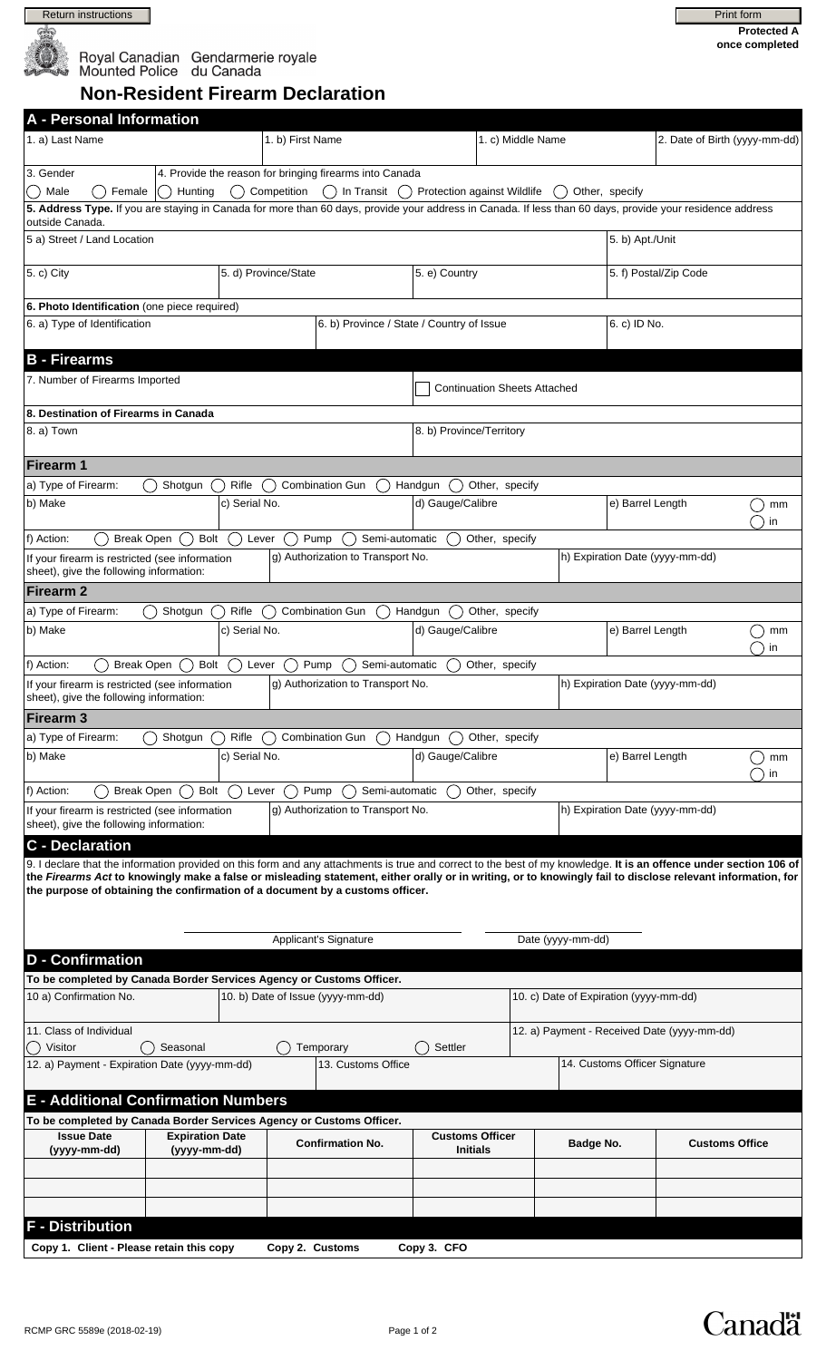Return instructions

Print form

**Protected A once completed**

Royal Canadian Mounted Police / Gendarmerie royale du Canada

# Non-Resident Firearm Declaration

## A - Personal Information

| 1. a) Last Name | 1. b) First Name | 1. c) Middle Name | 2. Date of Birth (yyyy-mm-dd) |
|---|---|---|---|
| | | | |

3. Gender ◯ Male ◯ Female

4. Provide the reason for bringing firearms into Canada ◯ Hunting ◯ Competition ◯ In Transit ◯ Protection against Wildlife ◯ Other, specify

**5. Address Type.** If you are staying in Canada for more than 60 days, provide your address in Canada. If less than 60 days, provide your residence address outside Canada.

| 5 a) Street / Land Location | | | 5. b) Apt./Unit |
|---|---|---|---|
| 5. c) City | 5. d) Province/State | 5. e) Country | 5. f) Postal/Zip Code |

**6. Photo Identification** (one piece required)

| 6. a) Type of Identification | 6. b) Province / State / Country of Issue | 6. c) ID No. |
|---|---|---|
| | | |

## B - Firearms

7. Number of Firearms Imported

☐ Continuation Sheets Attached

**8. Destination of Firearms in Canada**

| 8. a) Town | 8. b) Province/Territory |
|---|---|
| | |

### Firearm 1

a) Type of Firearm: ◯ Shotgun ◯ Rifle ◯ Combination Gun ◯ Handgun ◯ Other, specify

| b) Make | c) Serial No. | d) Gauge/Calibre | e) Barrel Length ◯ mm ◯ in |
|---|---|---|---|
| | | | |

f) Action: ◯ Break Open ◯ Bolt ◯ Lever ◯ Pump ◯ Semi-automatic ◯ Other, specify

If your firearm is restricted (see information sheet), give the following information: g) Authorization to Transport No. h) Expiration Date (yyyy-mm-dd)

### Firearm 2

a) Type of Firearm: ◯ Shotgun ◯ Rifle ◯ Combination Gun ◯ Handgun ◯ Other, specify

| b) Make | c) Serial No. | d) Gauge/Calibre | e) Barrel Length ◯ mm ◯ in |
|---|---|---|---|
| | | | |

f) Action: ◯ Break Open ◯ Bolt ◯ Lever ◯ Pump ◯ Semi-automatic ◯ Other, specify

If your firearm is restricted (see information sheet), give the following information: g) Authorization to Transport No. h) Expiration Date (yyyy-mm-dd)

### Firearm 3

a) Type of Firearm: ◯ Shotgun ◯ Rifle ◯ Combination Gun ◯ Handgun ◯ Other, specify

| b) Make | c) Serial No. | d) Gauge/Calibre | e) Barrel Length ◯ mm ◯ in |
|---|---|---|---|
| | | | |

f) Action: ◯ Break Open ◯ Bolt ◯ Lever ◯ Pump ◯ Semi-automatic ◯ Other, specify

If your firearm is restricted (see information sheet), give the following information: g) Authorization to Transport No. h) Expiration Date (yyyy-mm-dd)

## C - Declaration

9. I declare that the information provided on this form and any attachments is true and correct to the best of my knowledge. **It is an offence under section 106 of the *Firearms Act* to knowingly make a false or misleading statement, either orally or in writing, or to knowingly fail to disclose relevant information, for the purpose of obtaining the confirmation of a document by a customs officer.**

Applicant's Signature    Date (yyyy-mm-dd)

## D - Confirmation

**To be completed by Canada Border Services Agency or Customs Officer.**

| 10 a) Confirmation No. | 10. b) Date of Issue (yyyy-mm-dd) | 10. c) Date of Expiration (yyyy-mm-dd) |
|---|---|---|
| | | |

11. Class of Individual ◯ Visitor ◯ Seasonal ◯ Temporary ◯ Settler

12. a) Payment - Received Date (yyyy-mm-dd)

| 12. a) Payment - Expiration Date (yyyy-mm-dd) | 13. Customs Office | 14. Customs Officer Signature |
|---|---|---|
| | | |

## E - Additional Confirmation Numbers

**To be completed by Canada Border Services Agency or Customs Officer.**

| Issue Date (yyyy-mm-dd) | Expiration Date (yyyy-mm-dd) | Confirmation No. | Customs Officer Initials | Badge No. | Customs Office |
|---|---|---|---|---|---|
| | | | | | |
| | | | | | |
| | | | | | |

## F - Distribution

**Copy 1. Client - Please retain this copy    Copy 2. Customs    Copy 3. CFO**

RCMP GRC 5589e (2018-02-19)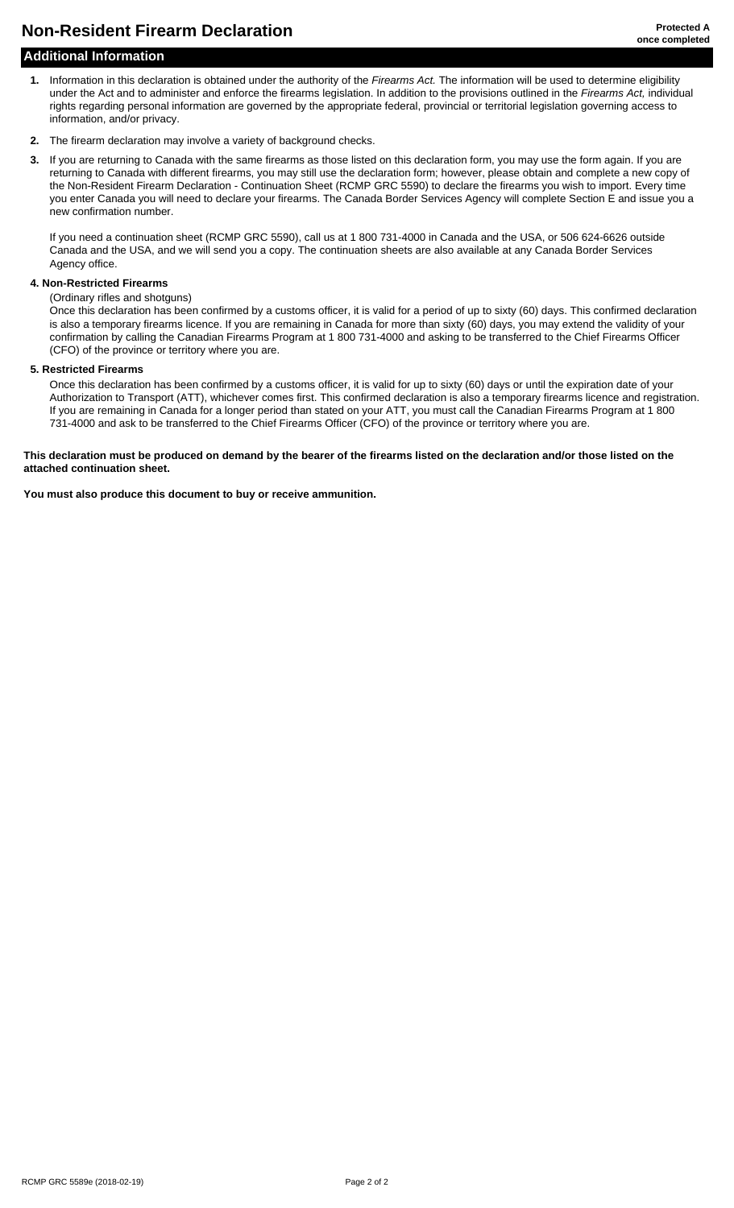# Non-Resident Firearm Declaration

**Protected A once completed**

## Additional Information

1. Information in this declaration is obtained under the authority of the *Firearms Act.* The information will be used to determine eligibility under the Act and to administer and enforce the firearms legislation. In addition to the provisions outlined in the *Firearms Act,* individual rights regarding personal information are governed by the appropriate federal, provincial or territorial legislation governing access to information, and/or privacy.

2. The firearm declaration may involve a variety of background checks.

3. If you are returning to Canada with the same firearms as those listed on this declaration form, you may use the form again. If you are returning to Canada with different firearms, you may still use the declaration form; however, please obtain and complete a new copy of the Non-Resident Firearm Declaration - Continuation Sheet (RCMP GRC 5590) to declare the firearms you wish to import. Every time you enter Canada you will need to declare your firearms. The Canada Border Services Agency will complete Section E and issue you a new confirmation number.

   If you need a continuation sheet (RCMP GRC 5590), call us at 1 800 731-4000 in Canada and the USA, or 506 624-6626 outside Canada and the USA, and we will send you a copy. The continuation sheets are also available at any Canada Border Services Agency office.

### 4. Non-Restricted Firearms

(Ordinary rifles and shotguns)

Once this declaration has been confirmed by a customs officer, it is valid for a period of up to sixty (60) days. This confirmed declaration is also a temporary firearms licence. If you are remaining in Canada for more than sixty (60) days, you may extend the validity of your confirmation by calling the Canadian Firearms Program at 1 800 731-4000 and asking to be transferred to the Chief Firearms Officer (CFO) of the province or territory where you are.

### 5. Restricted Firearms

Once this declaration has been confirmed by a customs officer, it is valid for up to sixty (60) days or until the expiration date of your Authorization to Transport (ATT), whichever comes first. This confirmed declaration is also a temporary firearms licence and registration. If you are remaining in Canada for a longer period than stated on your ATT, you must call the Canadian Firearms Program at 1 800 731-4000 and ask to be transferred to the Chief Firearms Officer (CFO) of the province or territory where you are.

**This declaration must be produced on demand by the bearer of the firearms listed on the declaration and/or those listed on the attached continuation sheet.**

**You must also produce this document to buy or receive ammunition.**

RCMP GRC 5589e (2018-02-19)